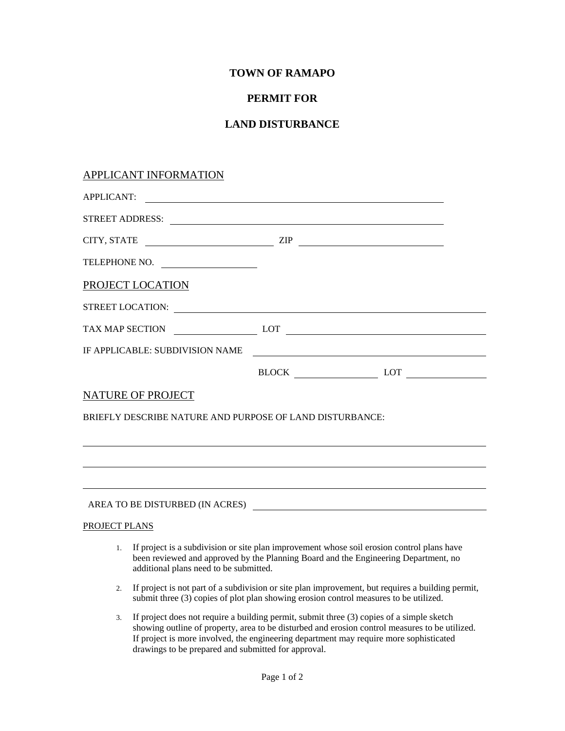# TOWN OF RAMAPO

## PERMIT FOR

## LAND DISTURBANCE

### APPLICANT INFORMATION

APPLICANT: ________________________________________________

STREET ADDRESS: ________________________________________________

CITY, STATE ____________________ ZIP ____________________

TELEPHONE NO. ____________________

### PROJECT LOCATION

STREET LOCATION: ________________________________________________

TAX MAP SECTION ____________ LOT ____________________

IF APPLICABLE: SUBDIVISION NAME ________________________________

BLOCK ____________ LOT ____________

### NATURE OF PROJECT

BRIEFLY DESCRIBE NATURE AND PURPOSE OF LAND DISTURBANCE:

________________________________________________________________

________________________________________________________

________________________________________________________________

AREA TO BE DISTURBED (IN ACRES) ________________________________

#### PROJECT PLANS

1. If project is a subdivision or site plan improvement whose soil erosion control plans have been reviewed and approved by the Planning Board and the Engineering Department, no additional plans need to be submitted.
2. If project is not part of a subdivision or site plan improvement, but requires a building permit, submit three (3) copies of plot plan showing erosion control measures to be utilized.
3. If project does not require a building permit, submit three (3) copies of a simple sketch showing outline of property, area to be disturbed and erosion control measures to be utilized. If project is more involved, the engineering department may require more sophisticated drawings to be prepared and submitted for approval.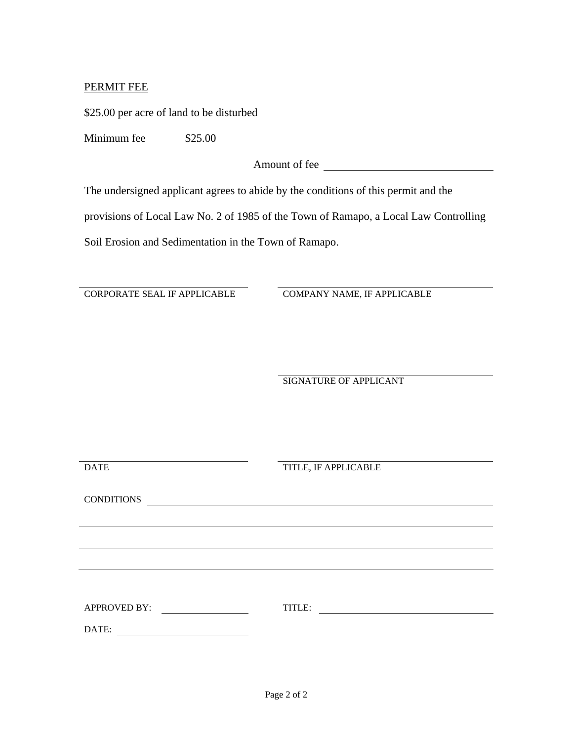PERMIT FEE

$25.00 per acre of land to be disturbed

Minimum fee $25.00

Amount of fee \_\_\_\_\_\_\_\_\_\_\_\_\_\_\_\_\_\_\_\_\_\_\_\_\_\_\_\_\_\_

The undersigned applicant agrees to abide by the conditions of this permit and the provisions of Local Law No. 2 of 1985 of the Town of Ramapo, a Local Law Controlling Soil Erosion and Sedimentation in the Town of Ramapo.

| | |
|---|---|
| \_\_\_\_\_\_\_\_\_\_\_\_\_\_\_\_\_\_\_\_\_\_\_\_\_\_\_\_\_\_ | \_\_\_\_\_\_\_\_\_\_\_\_\_\_\_\_\_\_\_\_\_\_\_\_\_\_\_\_\_\_ |
| CORPORATE SEAL IF APPLICABLE | COMPANY NAME, IF APPLICABLE |
| | \_\_\_\_\_\_\_\_\_\_\_\_\_\_\_\_\_\_\_\_\_\_\_\_\_\_\_\_\_\_ |
| | SIGNATURE OF APPLICANT |
| \_\_\_\_\_\_\_\_\_\_\_\_\_\_\_\_\_\_\_\_\_\_\_\_\_\_\_\_\_\_ | \_\_\_\_\_\_\_\_\_\_\_\_\_\_\_\_\_\_\_\_\_\_\_\_\_\_\_\_\_\_ |
| DATE | TITLE, IF APPLICABLE |

CONDITIONS \_\_\_\_\_\_\_\_\_\_\_\_\_\_\_\_\_\_\_\_\_\_\_\_\_\_\_\_\_\_\_\_\_\_\_\_\_\_\_\_\_\_\_\_\_\_\_\_\_\_\_\_\_\_\_\_

\_\_\_\_\_\_\_\_\_\_\_\_\_\_\_\_\_\_\_\_\_\_\_\_\_\_\_\_\_\_\_\_\_\_\_\_\_\_\_\_\_\_\_\_\_\_\_\_\_\_\_\_\_\_\_\_\_\_\_\_\_\_\_\_\_\_\_\_\_\_

\_\_\_\_\_\_\_\_\_\_\_\_\_\_\_\_\_\_\_\_\_\_\_\_\_\_\_\_\_\_\_\_\_\_\_\_\_\_\_\_\_\_\_\_\_\_\_\_\_\_\_\_\_\_\_\_\_\_\_\_\_\_\_\_\_\_\_\_\_\_

\_\_\_\_\_\_\_\_\_\_\_\_\_\_\_\_\_\_\_\_\_\_\_\_\_\_\_\_\_\_\_\_\_\_\_\_\_\_\_\_\_\_\_\_\_\_\_\_\_\_\_\_\_\_\_\_\_\_\_\_\_\_\_\_\_\_\_\_\_\_

APPROVED BY: \_\_\_\_\_\_\_\_\_\_\_\_\_\_\_\_ TITLE: \_\_\_\_\_\_\_\_\_\_\_\_\_\_\_\_\_\_\_\_\_\_\_\_\_\_

DATE: \_\_\_\_\_\_\_\_\_\_\_\_\_\_\_\_\_\_\_\_\_\_\_\_